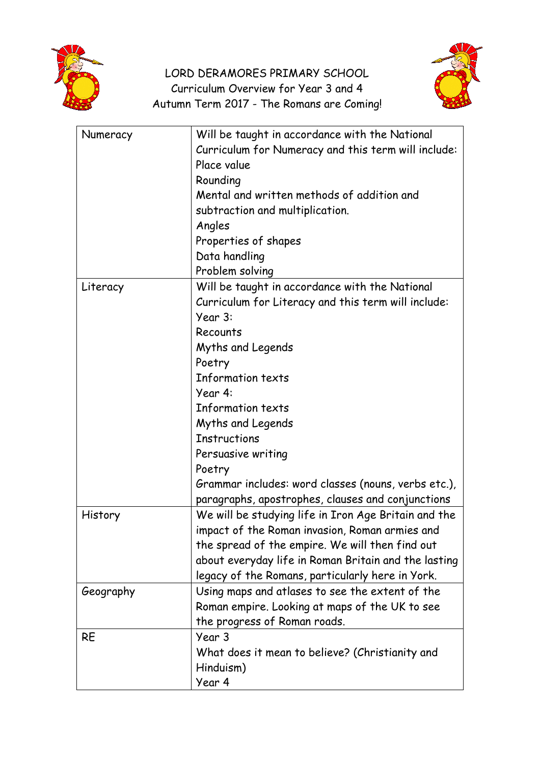# LORD DERAMORES PRIMARY SCHOOL

## Curriculum Overview for Year 3 and 4

## Autumn Term 2017 - The Romans are Coming!

| | |
|---|---|
| Numeracy | Will be taught in accordance with the National Curriculum for Numeracy and this term will include:<br>Place value<br>Rounding<br>Mental and written methods of addition and subtraction and multiplication.<br>Angles<br>Properties of shapes<br>Data handling<br>Problem solving |
| Literacy | Will be taught in accordance with the National Curriculum for Literacy and this term will include:<br>Year 3:<br>Recounts<br>Myths and Legends<br>Poetry<br>Information texts<br>Year 4:<br>Information texts<br>Myths and Legends<br>Instructions<br>Persuasive writing<br>Poetry<br>Grammar includes: word classes (nouns, verbs etc.), paragraphs, apostrophes, clauses and conjunctions |
| History | We will be studying life in Iron Age Britain and the impact of the Roman invasion, Roman armies and the spread of the empire. We will then find out about everyday life in Roman Britain and the lasting legacy of the Romans, particularly here in York. |
| Geography | Using maps and atlases to see the extent of the Roman empire. Looking at maps of the UK to see the progress of Roman roads. |
| RE | Year 3<br>What does it mean to believe? (Christianity and Hinduism)<br>Year 4 |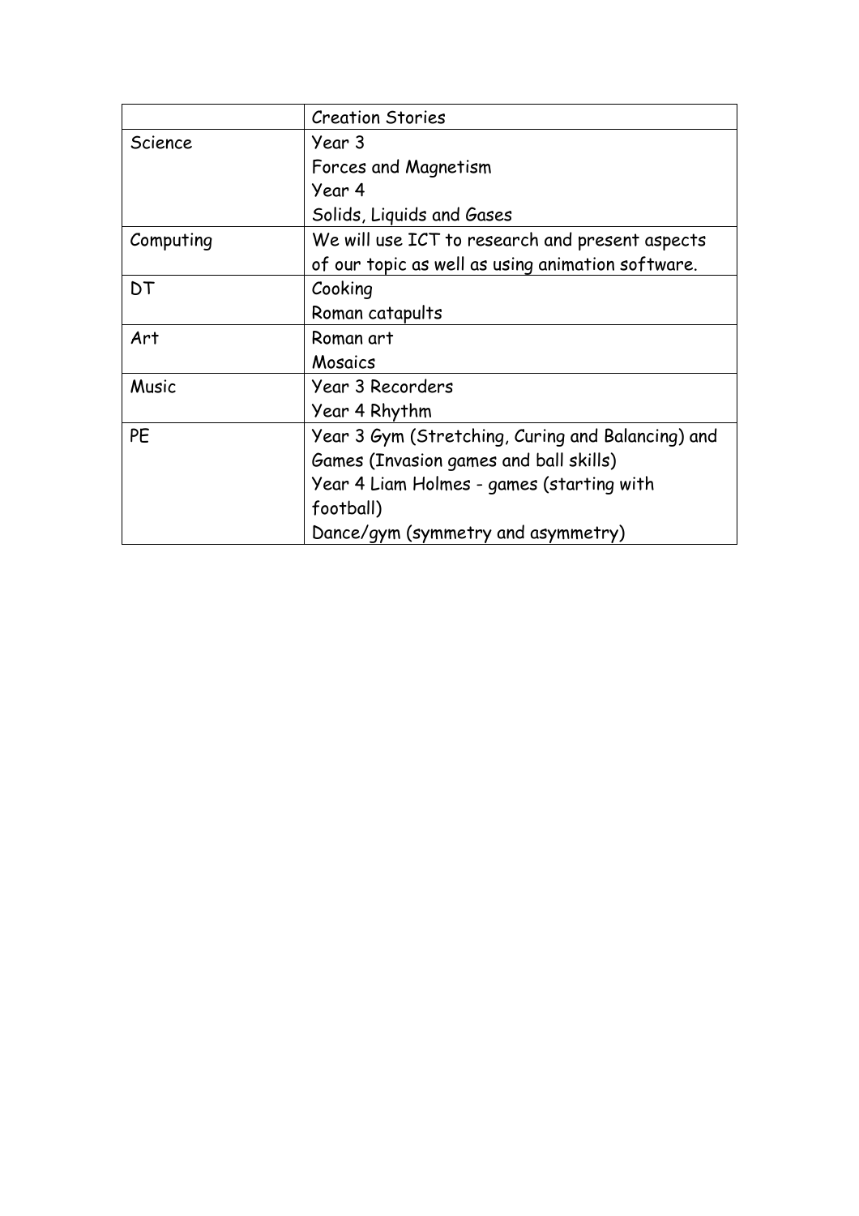| | |
|---|---|
| | Creation Stories |
| Science | Year 3<br>Forces and Magnetism<br>Year 4<br>Solids, Liquids and Gases |
| Computing | We will use ICT to research and present aspects of our topic as well as using animation software. |
| DT | Cooking<br>Roman catapults |
| Art | Roman art<br>Mosaics |
| Music | Year 3 Recorders<br>Year 4 Rhythm |
| PE | Year 3 Gym (Stretching, Curing and Balancing) and Games (Invasion games and ball skills)<br>Year 4 Liam Holmes - games (starting with football)<br>Dance/gym (symmetry and asymmetry) |